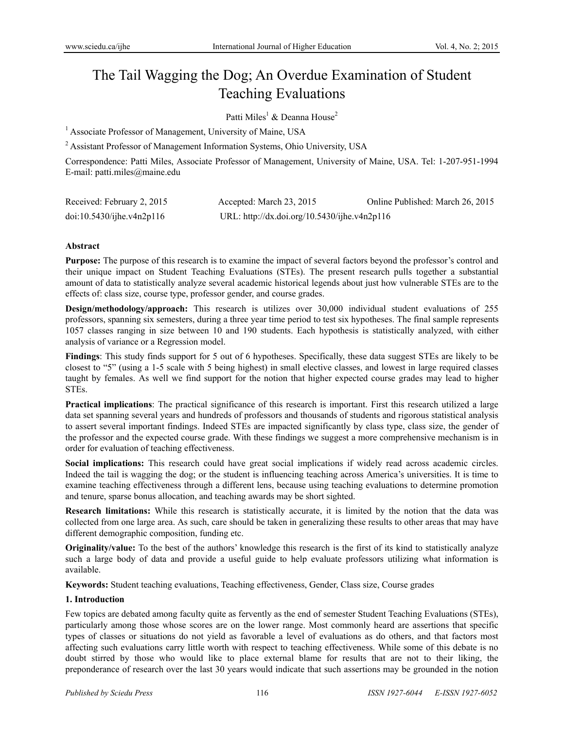# The Tail Wagging the Dog; An Overdue Examination of Student Teaching Evaluations

Patti Miles[1] & Deanna House[2]

[1] Associate Professor of Management, University of Maine, USA

[2] Assistant Professor of Management Information Systems, Ohio University, USA

Correspondence: Patti Miles, Associate Professor of Management, University of Maine, USA. Tel: 1-207-951-1994 E-mail: patti.miles@maine.edu

Received: February 2, 2015 Accepted: March 23, 2015 Online Published: March 26, 2015

doi:10.5430/ijhe.v4n2p116 URL: http://dx.doi.org/10.5430/ijhe.v4n2p116

## Abstract

**Purpose:** The purpose of this research is to examine the impact of several factors beyond the professor's control and their unique impact on Student Teaching Evaluations (STEs). The present research pulls together a substantial amount of data to statistically analyze several academic historical legends about just how vulnerable STEs are to the effects of: class size, course type, professor gender, and course grades.

**Design/methodology/approach:** This research is utilizes over 30,000 individual student evaluations of 255 professors, spanning six semesters, during a three year time period to test six hypotheses. The final sample represents 1057 classes ranging in size between 10 and 190 students. Each hypothesis is statistically analyzed, with either analysis of variance or a Regression model.

**Findings**: This study finds support for 5 out of 6 hypotheses. Specifically, these data suggest STEs are likely to be closest to "5" (using a 1-5 scale with 5 being highest) in small elective classes, and lowest in large required classes taught by females. As well we find support for the notion that higher expected course grades may lead to higher STEs.

**Practical implications**: The practical significance of this research is important. First this research utilized a large data set spanning several years and hundreds of professors and thousands of students and rigorous statistical analysis to assert several important findings. Indeed STEs are impacted significantly by class type, class size, the gender of the professor and the expected course grade. With these findings we suggest a more comprehensive mechanism is in order for evaluation of teaching effectiveness.

**Social implications:** This research could have great social implications if widely read across academic circles. Indeed the tail is wagging the dog; or the student is influencing teaching across America's universities. It is time to examine teaching effectiveness through a different lens, because using teaching evaluations to determine promotion and tenure, sparse bonus allocation, and teaching awards may be short sighted.

**Research limitations:** While this research is statistically accurate, it is limited by the notion that the data was collected from one large area. As such, care should be taken in generalizing these results to other areas that may have different demographic composition, funding etc.

**Originality/value:** To the best of the authors' knowledge this research is the first of its kind to statistically analyze such a large body of data and provide a useful guide to help evaluate professors utilizing what information is available.

**Keywords:** Student teaching evaluations, Teaching effectiveness, Gender, Class size, Course grades

## 1. Introduction

Few topics are debated among faculty quite as fervently as the end of semester Student Teaching Evaluations (STEs), particularly among those whose scores are on the lower range. Most commonly heard are assertions that specific types of classes or situations do not yield as favorable a level of evaluations as do others, and that factors most affecting such evaluations carry little worth with respect to teaching effectiveness. While some of this debate is no doubt stirred by those who would like to place external blame for results that are not to their liking, the preponderance of research over the last 30 years would indicate that such assertions may be grounded in the notion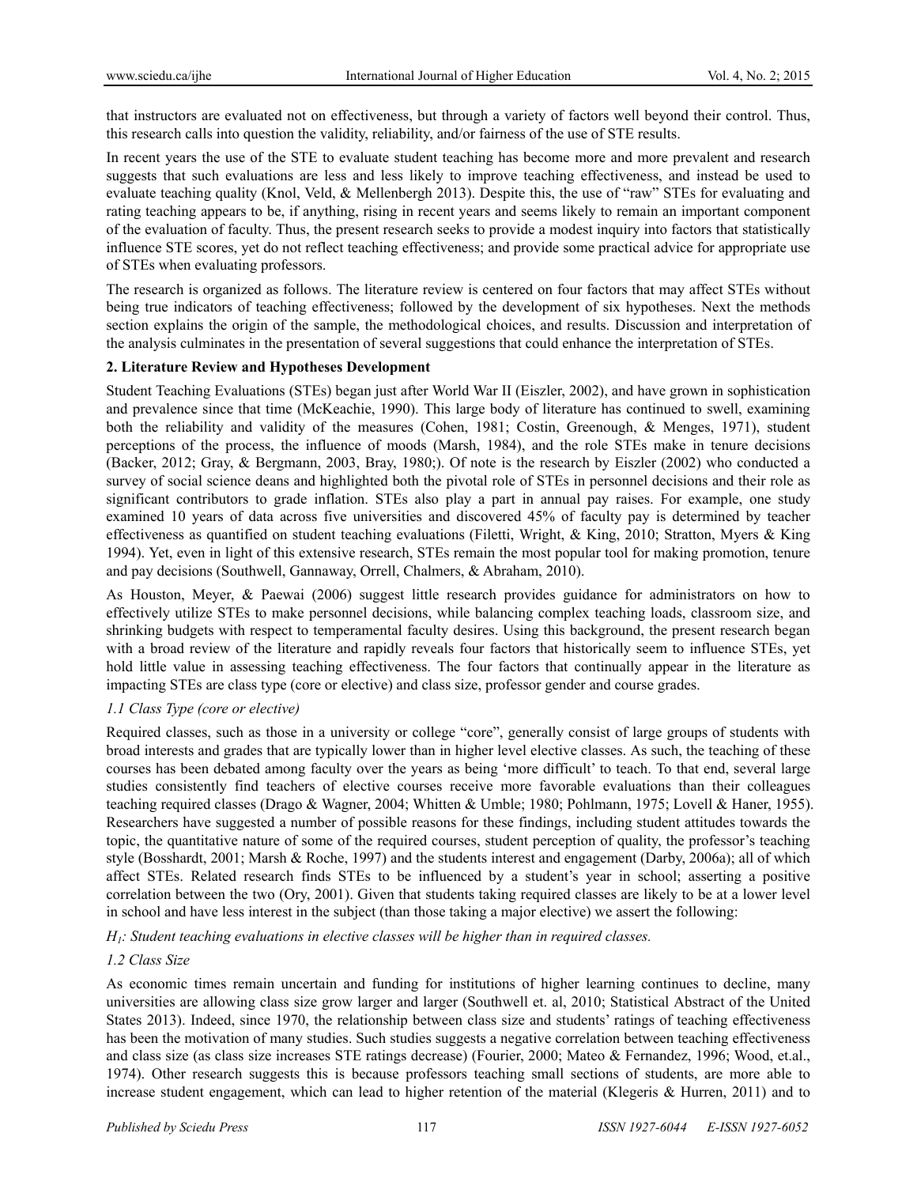that instructors are evaluated not on effectiveness, but through a variety of factors well beyond their control. Thus, this research calls into question the validity, reliability, and/or fairness of the use of STE results.

In recent years the use of the STE to evaluate student teaching has become more and more prevalent and research suggests that such evaluations are less and less likely to improve teaching effectiveness, and instead be used to evaluate teaching quality (Knol, Veld, & Mellenbergh 2013). Despite this, the use of "raw" STEs for evaluating and rating teaching appears to be, if anything, rising in recent years and seems likely to remain an important component of the evaluation of faculty. Thus, the present research seeks to provide a modest inquiry into factors that statistically influence STE scores, yet do not reflect teaching effectiveness; and provide some practical advice for appropriate use of STEs when evaluating professors.

The research is organized as follows. The literature review is centered on four factors that may affect STEs without being true indicators of teaching effectiveness; followed by the development of six hypotheses. Next the methods section explains the origin of the sample, the methodological choices, and results. Discussion and interpretation of the analysis culminates in the presentation of several suggestions that could enhance the interpretation of STEs.

## 2. Literature Review and Hypotheses Development

Student Teaching Evaluations (STEs) began just after World War II (Eiszler, 2002), and have grown in sophistication and prevalence since that time (McKeachie, 1990). This large body of literature has continued to swell, examining both the reliability and validity of the measures (Cohen, 1981; Costin, Greenough, & Menges, 1971), student perceptions of the process, the influence of moods (Marsh, 1984), and the role STEs make in tenure decisions (Backer, 2012; Gray, & Bergmann, 2003, Bray, 1980;). Of note is the research by Eiszler (2002) who conducted a survey of social science deans and highlighted both the pivotal role of STEs in personnel decisions and their role as significant contributors to grade inflation. STEs also play a part in annual pay raises. For example, one study examined 10 years of data across five universities and discovered 45% of faculty pay is determined by teacher effectiveness as quantified on student teaching evaluations (Filetti, Wright, & King, 2010; Stratton, Myers & King 1994). Yet, even in light of this extensive research, STEs remain the most popular tool for making promotion, tenure and pay decisions (Southwell, Gannaway, Orrell, Chalmers, & Abraham, 2010).

As Houston, Meyer, & Paewai (2006) suggest little research provides guidance for administrators on how to effectively utilize STEs to make personnel decisions, while balancing complex teaching loads, classroom size, and shrinking budgets with respect to temperamental faculty desires. Using this background, the present research began with a broad review of the literature and rapidly reveals four factors that historically seem to influence STEs, yet hold little value in assessing teaching effectiveness. The four factors that continually appear in the literature as impacting STEs are class type (core or elective) and class size, professor gender and course grades.

### *1.1 Class Type (core or elective)*

Required classes, such as those in a university or college "core", generally consist of large groups of students with broad interests and grades that are typically lower than in higher level elective classes. As such, the teaching of these courses has been debated among faculty over the years as being 'more difficult' to teach. To that end, several large studies consistently find teachers of elective courses receive more favorable evaluations than their colleagues teaching required classes (Drago & Wagner, 2004; Whitten & Umble; 1980; Pohlmann, 1975; Lovell & Haner, 1955). Researchers have suggested a number of possible reasons for these findings, including student attitudes towards the topic, the quantitative nature of some of the required courses, student perception of quality, the professor's teaching style (Bosshardt, 2001; Marsh & Roche, 1997) and the students interest and engagement (Darby, 2006a); all of which affect STEs. Related research finds STEs to be influenced by a student's year in school; asserting a positive correlation between the two (Ory, 2001). Given that students taking required classes are likely to be at a lower level in school and have less interest in the subject (than those taking a major elective) we assert the following:

*$H_1$: Student teaching evaluations in elective classes will be higher than in required classes.*

### *1.2 Class Size*

As economic times remain uncertain and funding for institutions of higher learning continues to decline, many universities are allowing class size grow larger and larger (Southwell et. al, 2010; Statistical Abstract of the United States 2013). Indeed, since 1970, the relationship between class size and students' ratings of teaching effectiveness has been the motivation of many studies. Such studies suggests a negative correlation between teaching effectiveness and class size (as class size increases STE ratings decrease) (Fourier, 2000; Mateo & Fernandez, 1996; Wood, et.al., 1974). Other research suggests this is because professors teaching small sections of students, are more able to increase student engagement, which can lead to higher retention of the material (Klegeris & Hurren, 2011) and to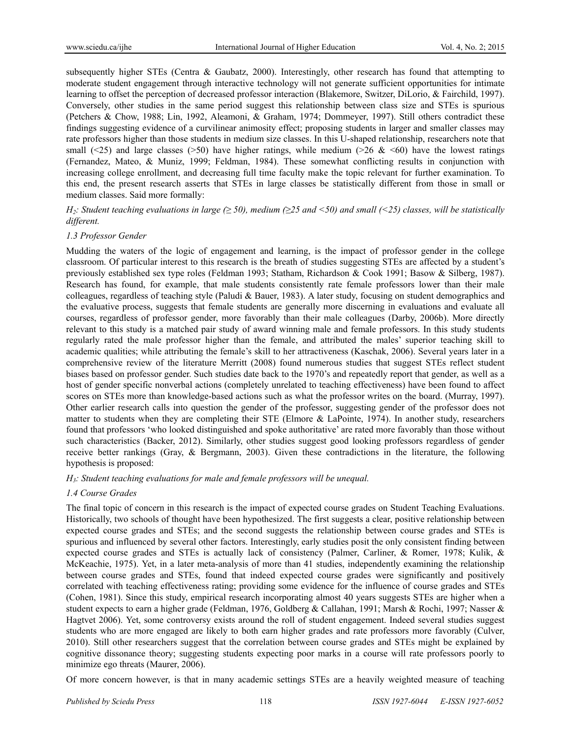subsequently higher STEs (Centra & Gaubatz, 2000). Interestingly, other research has found that attempting to moderate student engagement through interactive technology will not generate sufficient opportunities for intimate learning to offset the perception of decreased professor interaction (Blakemore, Switzer, DiLorio, & Fairchild, 1997). Conversely, other studies in the same period suggest this relationship between class size and STEs is spurious (Petchers & Chow, 1988; Lin, 1992, Aleamoni, & Graham, 1974; Dommeyer, 1997). Still others contradict these findings suggesting evidence of a curvilinear animosity effect; proposing students in larger and smaller classes may rate professors higher than those students in medium size classes. In this U-shaped relationship, researchers note that small (<25) and large classes (>50) have higher ratings, while medium (>26 & <60) have the lowest ratings (Fernandez, Mateo, & Muniz, 1999; Feldman, 1984). These somewhat conflicting results in conjunction with increasing college enrollment, and decreasing full time faculty make the topic relevant for further examination. To this end, the present research asserts that STEs in large classes be statistically different from those in small or medium classes. Said more formally:

*$H_2$: Student teaching evaluations in large (≥ 50), medium (≥25 and <50) and small (<25) classes, will be statistically different.*

### 1.3 Professor Gender

Mudding the waters of the logic of engagement and learning, is the impact of professor gender in the college classroom. Of particular interest to this research is the breath of studies suggesting STEs are affected by a student's previously established sex type roles (Feldman 1993; Statham, Richardson & Cook 1991; Basow & Silberg, 1987). Research has found, for example, that male students consistently rate female professors lower than their male colleagues, regardless of teaching style (Paludi & Bauer, 1983). A later study, focusing on student demographics and the evaluative process, suggests that female students are generally more discerning in evaluations and evaluate all courses, regardless of professor gender, more favorably than their male colleagues (Darby, 2006b). More directly relevant to this study is a matched pair study of award winning male and female professors. In this study students regularly rated the male professor higher than the female, and attributed the males' superior teaching skill to academic qualities; while attributing the female's skill to her attractiveness (Kaschak, 2006). Several years later in a comprehensive review of the literature Merritt (2008) found numerous studies that suggest STEs reflect student biases based on professor gender. Such studies date back to the 1970's and repeatedly report that gender, as well as a host of gender specific nonverbal actions (completely unrelated to teaching effectiveness) have been found to affect scores on STEs more than knowledge-based actions such as what the professor writes on the board. (Murray, 1997). Other earlier research calls into question the gender of the professor, suggesting gender of the professor does not matter to students when they are completing their STE (Elmore & LaPointe, 1974). In another study, researchers found that professors 'who looked distinguished and spoke authoritative' are rated more favorably than those without such characteristics (Backer, 2012). Similarly, other studies suggest good looking professors regardless of gender receive better rankings (Gray, & Bergmann, 2003). Given these contradictions in the literature, the following hypothesis is proposed:

*$H_3$: Student teaching evaluations for male and female professors will be unequal.*

### 1.4 Course Grades

The final topic of concern in this research is the impact of expected course grades on Student Teaching Evaluations. Historically, two schools of thought have been hypothesized. The first suggests a clear, positive relationship between expected course grades and STEs; and the second suggests the relationship between course grades and STEs is spurious and influenced by several other factors. Interestingly, early studies posit the only consistent finding between expected course grades and STEs is actually lack of consistency (Palmer, Carliner, & Romer, 1978; Kulik, & McKeachie, 1975). Yet, in a later meta-analysis of more than 41 studies, independently examining the relationship between course grades and STEs, found that indeed expected course grades were significantly and positively correlated with teaching effectiveness rating; providing some evidence for the influence of course grades and STEs (Cohen, 1981). Since this study, empirical research incorporating almost 40 years suggests STEs are higher when a student expects to earn a higher grade (Feldman, 1976, Goldberg & Callahan, 1991; Marsh & Rochi, 1997; Nasser & Hagtvet 2006). Yet, some controversy exists around the roll of student engagement. Indeed several studies suggest students who are more engaged are likely to both earn higher grades and rate professors more favorably (Culver, 2010). Still other researchers suggest that the correlation between course grades and STEs might be explained by cognitive dissonance theory; suggesting students expecting poor marks in a course will rate professors poorly to minimize ego threats (Maurer, 2006).

Of more concern however, is that in many academic settings STEs are a heavily weighted measure of teaching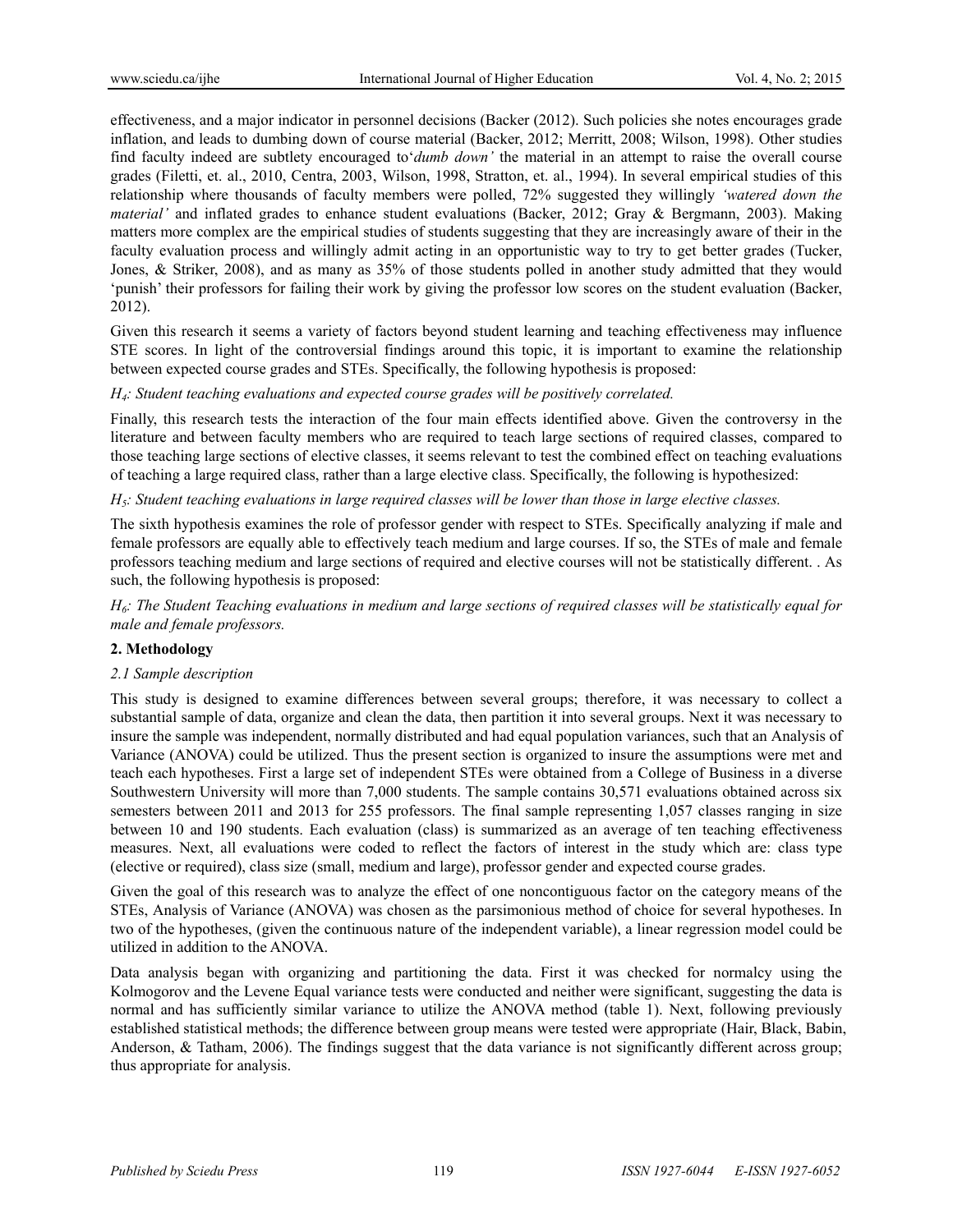effectiveness, and a major indicator in personnel decisions (Backer (2012). Such policies she notes encourages grade inflation, and leads to dumbing down of course material (Backer, 2012; Merritt, 2008; Wilson, 1998). Other studies find faculty indeed are subtlety encouraged to'*dumb down'* the material in an attempt to raise the overall course grades (Filetti, et. al., 2010, Centra, 2003, Wilson, 1998, Stratton, et. al., 1994). In several empirical studies of this relationship where thousands of faculty members were polled, 72% suggested they willingly *'watered down the material'* and inflated grades to enhance student evaluations (Backer, 2012; Gray & Bergmann, 2003). Making matters more complex are the empirical studies of students suggesting that they are increasingly aware of their in the faculty evaluation process and willingly admit acting in an opportunistic way to try to get better grades (Tucker, Jones, & Striker, 2008), and as many as 35% of those students polled in another study admitted that they would 'punish' their professors for failing their work by giving the professor low scores on the student evaluation (Backer, 2012).

Given this research it seems a variety of factors beyond student learning and teaching effectiveness may influence STE scores. In light of the controversial findings around this topic, it is important to examine the relationship between expected course grades and STEs. Specifically, the following hypothesis is proposed:

*$H_4$: Student teaching evaluations and expected course grades will be positively correlated.*

Finally, this research tests the interaction of the four main effects identified above. Given the controversy in the literature and between faculty members who are required to teach large sections of required classes, compared to those teaching large sections of elective classes, it seems relevant to test the combined effect on teaching evaluations of teaching a large required class, rather than a large elective class. Specifically, the following is hypothesized:

*$H_5$: Student teaching evaluations in large required classes will be lower than those in large elective classes.*

The sixth hypothesis examines the role of professor gender with respect to STEs. Specifically analyzing if male and female professors are equally able to effectively teach medium and large courses. If so, the STEs of male and female professors teaching medium and large sections of required and elective courses will not be statistically different. . As such, the following hypothesis is proposed:

*$H_6$: The Student Teaching evaluations in medium and large sections of required classes will be statistically equal for male and female professors.*

## 2. Methodology

### *2.1 Sample description*

This study is designed to examine differences between several groups; therefore, it was necessary to collect a substantial sample of data, organize and clean the data, then partition it into several groups. Next it was necessary to insure the sample was independent, normally distributed and had equal population variances, such that an Analysis of Variance (ANOVA) could be utilized. Thus the present section is organized to insure the assumptions were met and teach each hypotheses. First a large set of independent STEs were obtained from a College of Business in a diverse Southwestern University will more than 7,000 students. The sample contains 30,571 evaluations obtained across six semesters between 2011 and 2013 for 255 professors. The final sample representing 1,057 classes ranging in size between 10 and 190 students. Each evaluation (class) is summarized as an average of ten teaching effectiveness measures. Next, all evaluations were coded to reflect the factors of interest in the study which are: class type (elective or required), class size (small, medium and large), professor gender and expected course grades.

Given the goal of this research was to analyze the effect of one noncontiguous factor on the category means of the STEs, Analysis of Variance (ANOVA) was chosen as the parsimonious method of choice for several hypotheses. In two of the hypotheses, (given the continuous nature of the independent variable), a linear regression model could be utilized in addition to the ANOVA.

Data analysis began with organizing and partitioning the data. First it was checked for normalcy using the Kolmogorov and the Levene Equal variance tests were conducted and neither were significant, suggesting the data is normal and has sufficiently similar variance to utilize the ANOVA method (table 1). Next, following previously established statistical methods; the difference between group means were tested were appropriate (Hair, Black, Babin, Anderson, & Tatham, 2006). The findings suggest that the data variance is not significantly different across group; thus appropriate for analysis.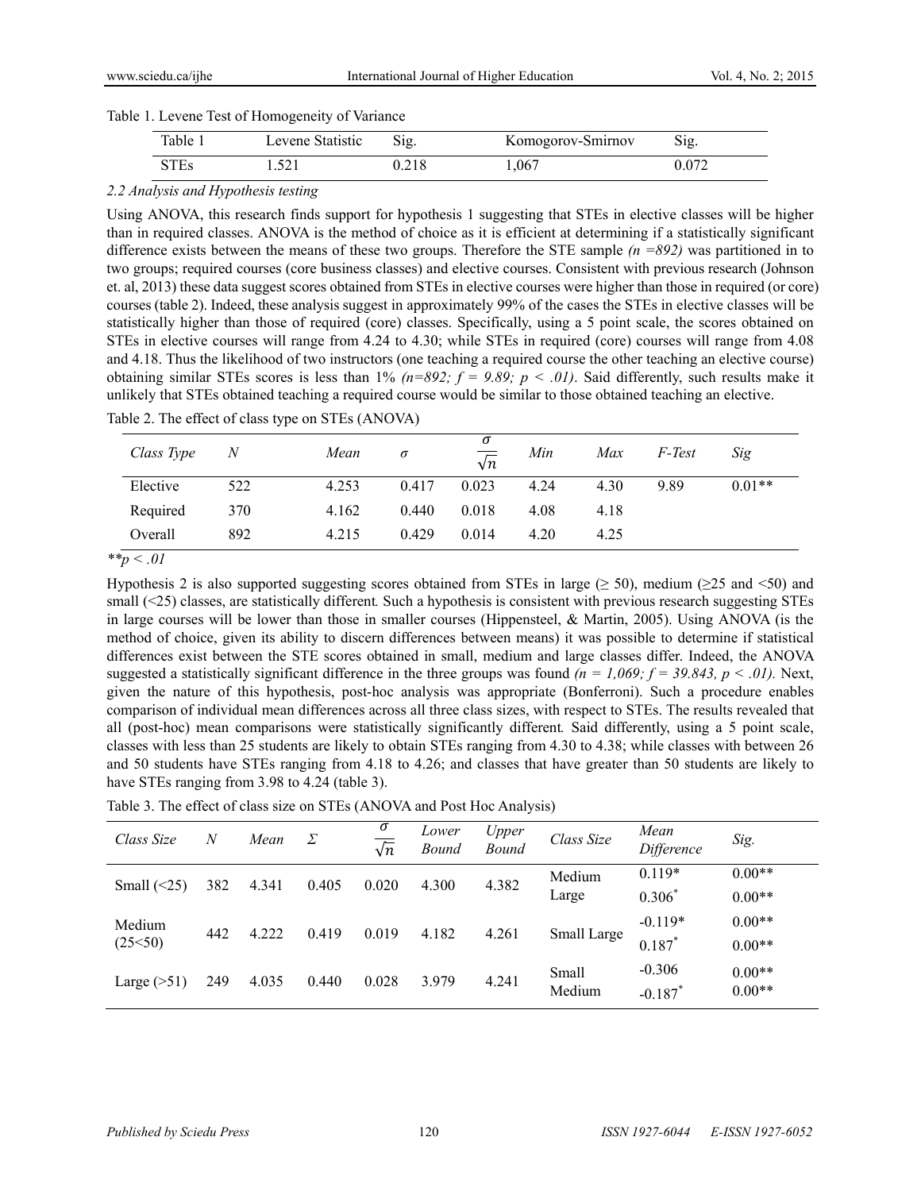Table 1. Levene Test of Homogeneity of Variance

| Table 1 | Levene Statistic | Sig. | Komogorov-Smirnov | Sig. |
|---|---|---|---|---|
| STEs | 1.521 | 0.218 | 1,067 | 0.072 |

*2.2 Analysis and Hypothesis testing*

Using ANOVA, this research finds support for hypothesis 1 suggesting that STEs in elective classes will be higher than in required classes. ANOVA is the method of choice as it is efficient at determining if a statistically significant difference exists between the means of these two groups. Therefore the STE sample *(n =892)* was partitioned in to two groups; required courses (core business classes) and elective courses. Consistent with previous research (Johnson et. al, 2013) these data suggest scores obtained from STEs in elective courses were higher than those in required (or core) courses (table 2). Indeed, these analysis suggest in approximately 99% of the cases the STEs in elective classes will be statistically higher than those of required (core) classes. Specifically, using a 5 point scale, the scores obtained on STEs in elective courses will range from 4.24 to 4.30; while STEs in required (core) courses will range from 4.08 and 4.18. Thus the likelihood of two instructors (one teaching a required course the other teaching an elective course) obtaining similar STEs scores is less than 1% $(n=892;\ f = 9.89;\ p < .01)$. Said differently, such results make it unlikely that STEs obtained teaching a required course would be similar to those obtained teaching an elective.

Table 2. The effect of class type on STEs (ANOVA)

| *Class Type* | *N* | *Mean* | $\sigma$ | $\frac{\sigma}{\sqrt{n}}$ | *Min* | *Max* | *F-Test* | *Sig* |
|---|---|---|---|---|---|---|---|---|
| Elective | 522 | 4.253 | 0.417 | 0.023 | 4.24 | 4.30 | 9.89 | 0.01** |
| Required | 370 | 4.162 | 0.440 | 0.018 | 4.08 | 4.18 | | |
| Overall | 892 | 4.215 | 0.429 | 0.014 | 4.20 | 4.25 | | |

*$^{**}p < .01$*

Hypothesis 2 is also supported suggesting scores obtained from STEs in large (≥ 50), medium (≥25 and <50) and small (<25) classes, are statistically different. Such a hypothesis is consistent with previous research suggesting STEs in large courses will be lower than those in smaller courses (Hippensteel, & Martin, 2005). Using ANOVA (is the method of choice, given its ability to discern differences between means) it was possible to determine if statistical differences exist between the STE scores obtained in small, medium and large classes differ. Indeed, the ANOVA suggested a statistically significant difference in the three groups was found $(n = 1{,}069;\ f = 39.843,\ p < .01)$. Next, given the nature of this hypothesis, post-hoc analysis was appropriate (Bonferroni). Such a procedure enables comparison of individual mean differences across all three class sizes, with respect to STEs. The results revealed that all (post-hoc) mean comparisons were statistically significantly different. Said differently, using a 5 point scale, classes with less than 25 students are likely to obtain STEs ranging from 4.30 to 4.38; while classes with between 26 and 50 students have STEs ranging from 4.18 to 4.26; and classes that have greater than 50 students are likely to have STEs ranging from 3.98 to 4.24 (table 3).

Table 3. The effect of class size on STEs (ANOVA and Post Hoc Analysis)

| *Class Size* | *N* | *Mean* | $\Sigma$ | $\frac{\sigma}{\sqrt{n}}$ | *Lower Bound* | *Upper Bound* | *Class Size* | *Mean Difference* | *Sig.* |
|---|---|---|---|---|---|---|---|---|---|
| Small (<25) | 382 | 4.341 | 0.405 | 0.020 | 4.300 | 4.382 | Medium | 0.119* | 0.00** |
| | | | | | | | Large | 0.306* | 0.00** |
| Medium (25<50) | 442 | 4.222 | 0.419 | 0.019 | 4.182 | 4.261 | Small | -0.119* | 0.00** |
| | | | | | | | Large | 0.187* | 0.00** |
| Large (>51) | 249 | 4.035 | 0.440 | 0.028 | 3.979 | 4.241 | Small | -0.306 | 0.00** |
| | | | | | | | Medium | -0.187* | 0.00** |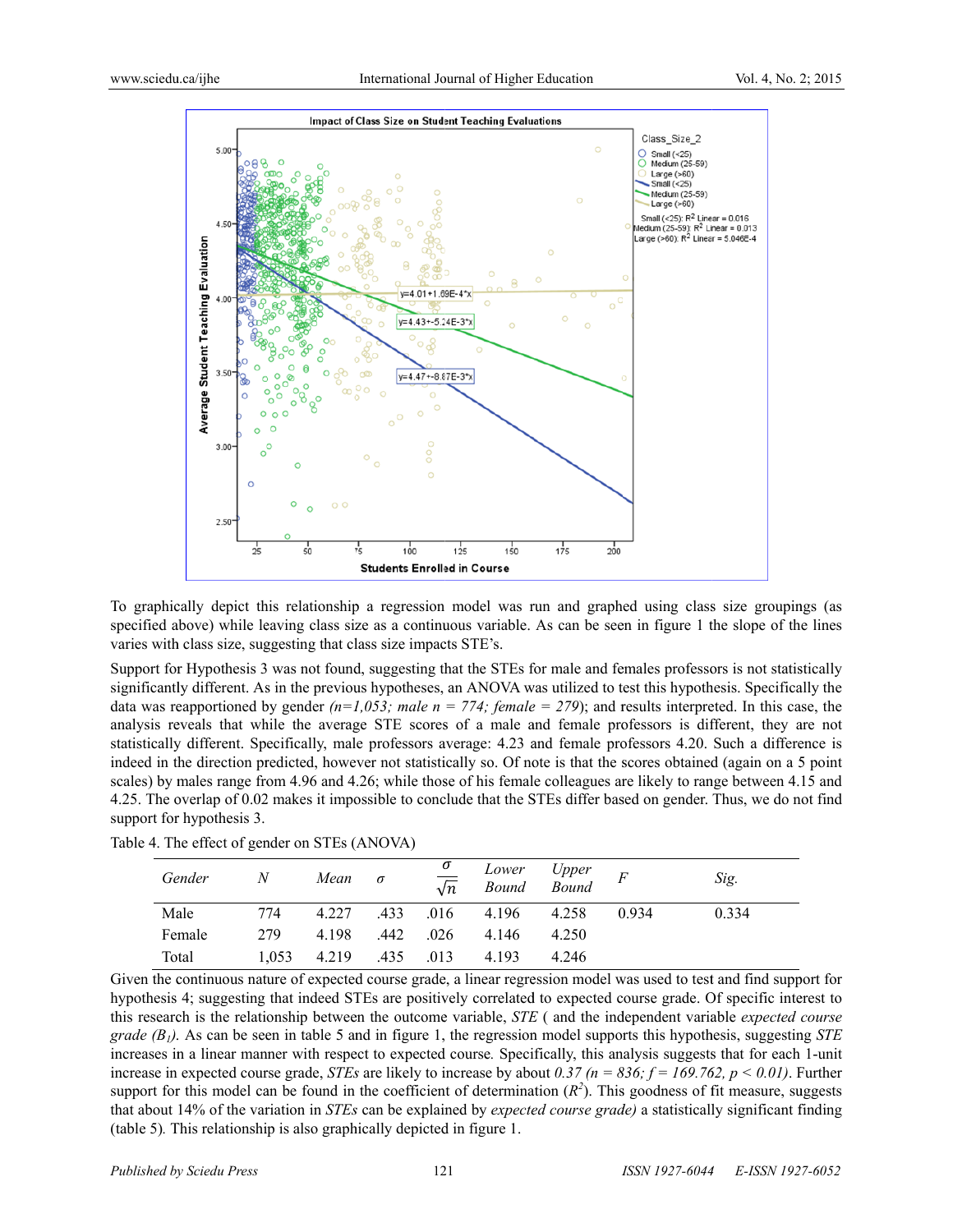To graphically depict this relationship a regression model was run and graphed using class size groupings (as specified above) while leaving class size as a continuous variable. As can be seen in figure 1 the slope of the lines varies with class size, suggesting that class size impacts STE's.

Support for Hypothesis 3 was not found, suggesting that the STEs for male and females professors is not statistically significantly different. As in the previous hypotheses, an ANOVA was utilized to test this hypothesis. Specifically the data was reapportioned by gender *(n=1,053; male n = 774; female = 279*); and results interpreted. In this case, the analysis reveals that while the average STE scores of a male and female professors is different, they are not statistically different. Specifically, male professors average: 4.23 and female professors 4.20. Such a difference is indeed in the direction predicted, however not statistically so. Of note is that the scores obtained (again on a 5 point scales) by males range from 4.96 and 4.26; while those of his female colleagues are likely to range between 4.15 and 4.25. The overlap of 0.02 makes it impossible to conclude that the STEs differ based on gender. Thus, we do not find support for hypothesis 3.

Table 4. The effect of gender on STEs (ANOVA)

| *Gender* | *N* | *Mean* | $\sigma$ | $\frac{\sigma}{\sqrt{n}}$ | *Lower Bound* | *Upper Bound* | *F* | *Sig.* |
|---|---|---|---|---|---|---|---|---|
| Male | 774 | 4.227 | .433 | .016 | 4.196 | 4.258 | 0.934 | 0.334 |
| Female | 279 | 4.198 | .442 | .026 | 4.146 | 4.250 | | |
| Total | 1,053 | 4.219 | .435 | .013 | 4.193 | 4.246 | | |

Given the continuous nature of expected course grade, a linear regression model was used to test and find support for hypothesis 4; suggesting that indeed STEs are positively correlated to expected course grade. Of specific interest to this research is the relationship between the outcome variable, *STE* ( and the independent variable *expected course grade* ($B_1$)*.* As can be seen in table 5 and in figure 1, the regression model supports this hypothesis, suggesting *STE* increases in a linear manner with respect to expected course*.* Specifically, this analysis suggests that for each 1-unit increase in expected course grade, *STEs* are likely to increase by about *0.37* ($n = 836; f = 169.762, p < 0.01$). Further support for this model can be found in the coefficient of determination ($R^2$). This goodness of fit measure, suggests that about 14% of the variation in *STEs* can be explained by *expected course grade)* a statistically significant finding (table 5)*.* This relationship is also graphically depicted in figure 1.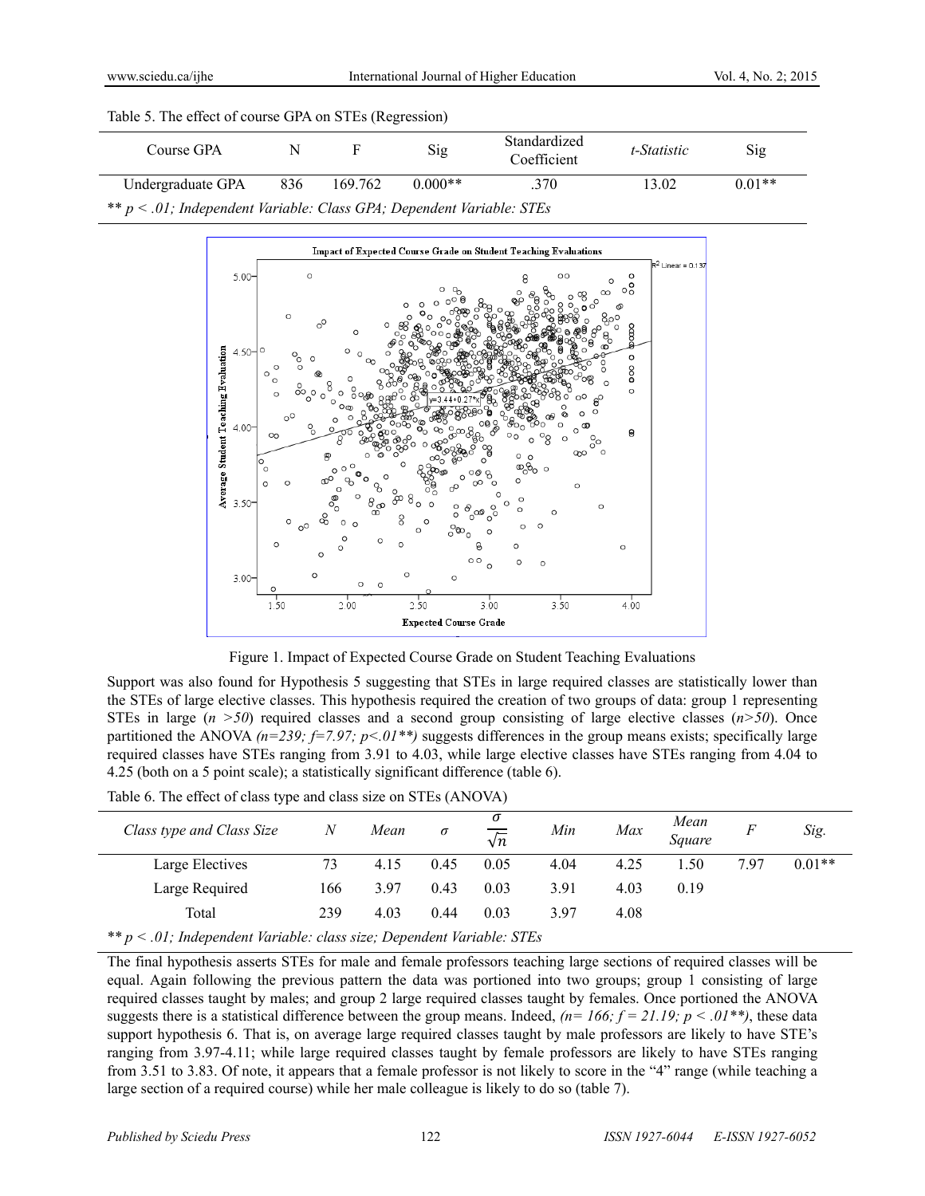Table 5. The effect of course GPA on STEs (Regression)

| Course GPA | N | F | Sig | Standardized Coefficient | *t-Statistic* | Sig |
|---|---|---|---|---|---|---|
| Undergraduate GPA | 836 | 169.762 | 0.000** | .370 | 13.02 | 0.01** |

** *p < .01; Independent Variable: Class GPA; Dependent Variable: STEs*

Figure 1. Impact of Expected Course Grade on Student Teaching Evaluations

Support was also found for Hypothesis 5 suggesting that STEs in large required classes are statistically lower than the STEs of large elective classes. This hypothesis required the creation of two groups of data: group 1 representing STEs in large ($n > 50$) required classes and a second group consisting of large elective classes ($n > 50$). Once partitioned the ANOVA *($n=239$; $f=7.97$; $p<.01$\*\*)* suggests differences in the group means exists; specifically large required classes have STEs ranging from 3.91 to 4.03, while large elective classes have STEs ranging from 4.04 to 4.25 (both on a 5 point scale); a statistically significant difference (table 6).

Table 6. The effect of class type and class size on STEs (ANOVA)

| *Class type and Class Size* | *N* | *Mean* | $\sigma$ | $\frac{\sigma}{\sqrt{n}}$ | *Min* | *Max* | *Mean Square* | *F* | *Sig.* |
|---|---|---|---|---|---|---|---|---|---|
| Large Electives | 73 | 4.15 | 0.45 | 0.05 | 4.04 | 4.25 | 1.50 | 7.97 | 0.01** |
| Large Required | 166 | 3.97 | 0.43 | 0.03 | 3.91 | 4.03 | 0.19 | | |
| Total | 239 | 4.03 | 0.44 | 0.03 | 3.97 | 4.08 | | | |

** *p < .01; Independent Variable: class size; Dependent Variable: STEs*

The final hypothesis asserts STEs for male and female professors teaching large sections of required classes will be equal. Again following the previous pattern the data was portioned into two groups; group 1 consisting of large required classes taught by males; and group 2 large required classes taught by females. Once portioned the ANOVA suggests there is a statistical difference between the group means. Indeed, *($n= 166$; $f = 21.19$; $p < .01$\*\*)*, these data support hypothesis 6. That is, on average large required classes taught by male professors are likely to have STE's ranging from 3.97-4.11; while large required classes taught by female professors are likely to have STEs ranging from 3.51 to 3.83. Of note, it appears that a female professor is not likely to score in the "4" range (while teaching a large section of a required course) while her male colleague is likely to do so (table 7).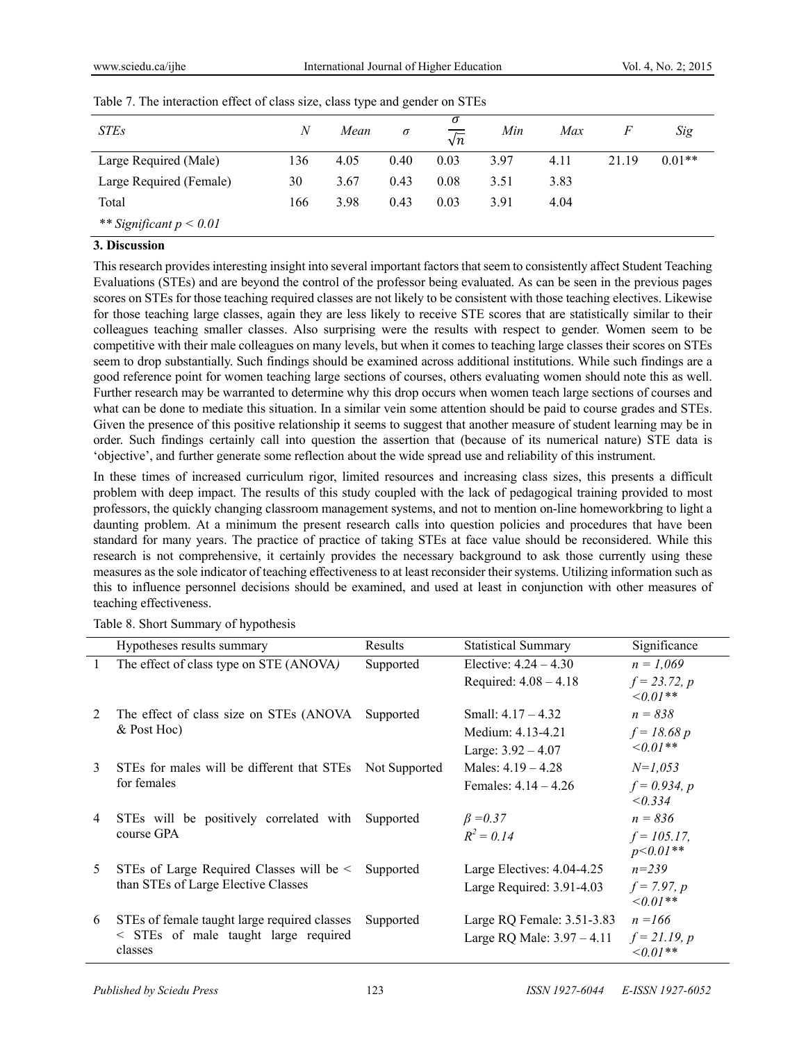Table 7. The interaction effect of class size, class type and gender on STEs

| *STEs* | *N* | *Mean* | *σ* | $\frac{\sigma}{\sqrt{n}}$ | *Min* | *Max* | *F* | *Sig* |
|---|---|---|---|---|---|---|---|---|
| Large Required (Male) | 136 | 4.05 | 0.40 | 0.03 | 3.97 | 4.11 | 21.19 | 0.01** |
| Large Required (Female) | 30 | 3.67 | 0.43 | 0.08 | 3.51 | 3.83 | | |
| Total | 166 | 3.98 | 0.43 | 0.03 | 3.91 | 4.04 | | |

*** Significant p < 0.01*

### 3. Discussion

This research provides interesting insight into several important factors that seem to consistently affect Student Teaching Evaluations (STEs) and are beyond the control of the professor being evaluated. As can be seen in the previous pages scores on STEs for those teaching required classes are not likely to be consistent with those teaching electives. Likewise for those teaching large classes, again they are less likely to receive STE scores that are statistically similar to their colleagues teaching smaller classes. Also surprising were the results with respect to gender. Women seem to be competitive with their male colleagues on many levels, but when it comes to teaching large classes their scores on STEs seem to drop substantially. Such findings should be examined across additional institutions. While such findings are a good reference point for women teaching large sections of courses, others evaluating women should note this as well. Further research may be warranted to determine why this drop occurs when women teach large sections of courses and what can be done to mediate this situation. In a similar vein some attention should be paid to course grades and STEs. Given the presence of this positive relationship it seems to suggest that another measure of student learning may be in order. Such findings certainly call into question the assertion that (because of its numerical nature) STE data is 'objective', and further generate some reflection about the wide spread use and reliability of this instrument.

In these times of increased curriculum rigor, limited resources and increasing class sizes, this presents a difficult problem with deep impact. The results of this study coupled with the lack of pedagogical training provided to most professors, the quickly changing classroom management systems, and not to mention on-line homeworkbring to light a daunting problem. At a minimum the present research calls into question policies and procedures that have been standard for many years. The practice of practice of taking STEs at face value should be reconsidered. While this research is not comprehensive, it certainly provides the necessary background to ask those currently using these measures as the sole indicator of teaching effectiveness to at least reconsider their systems. Utilizing information such as this to influence personnel decisions should be examined, and used at least in conjunction with other measures of teaching effectiveness.

Table 8. Short Summary of hypothesis

| | Hypotheses results summary | Results | Statistical Summary | Significance |
|---|---|---|---|---|
| 1 | The effect of class type on STE (ANOVA*)* | Supported | Elective: 4.24 – 4.30<br>Required: 4.08 – 4.18 | *n = 1,069*<br>*f = 23.72, p <0.01*** |
| 2 | The effect of class size on STEs (ANOVA & Post Hoc) | Supported | Small: 4.17 – 4.32<br>Medium: 4.13-4.21<br>Large: 3.92 – 4.07 | *n = 838*<br>*f = 18.68 p <0.01*** |
| 3 | STEs for males will be different that STEs for females | Not Supported | Males: 4.19 – 4.28<br>Females: 4.14 – 4.26 | *N=1,053*<br>*f = 0.934, p <0.334* |
| 4 | STEs will be positively correlated with course GPA | Supported | *β =0.37*<br>$R^2 = 0.14$ | *n = 836*<br>*f = 105.17, p<0.01*** |
| 5 | STEs of Large Required Classes will be < than STEs of Large Elective Classes | Supported | Large Electives: 4.04-4.25<br>Large Required: 3.91-4.03 | *n=239*<br>*f = 7.97, p <0.01*** |
| 6 | STEs of female taught large required classes < STEs of male taught large required classes | Supported | Large RQ Female: 3.51-3.83<br>Large RQ Male: 3.97 – 4.11 | *n =166*<br>*f = 21.19, p <0.01*** |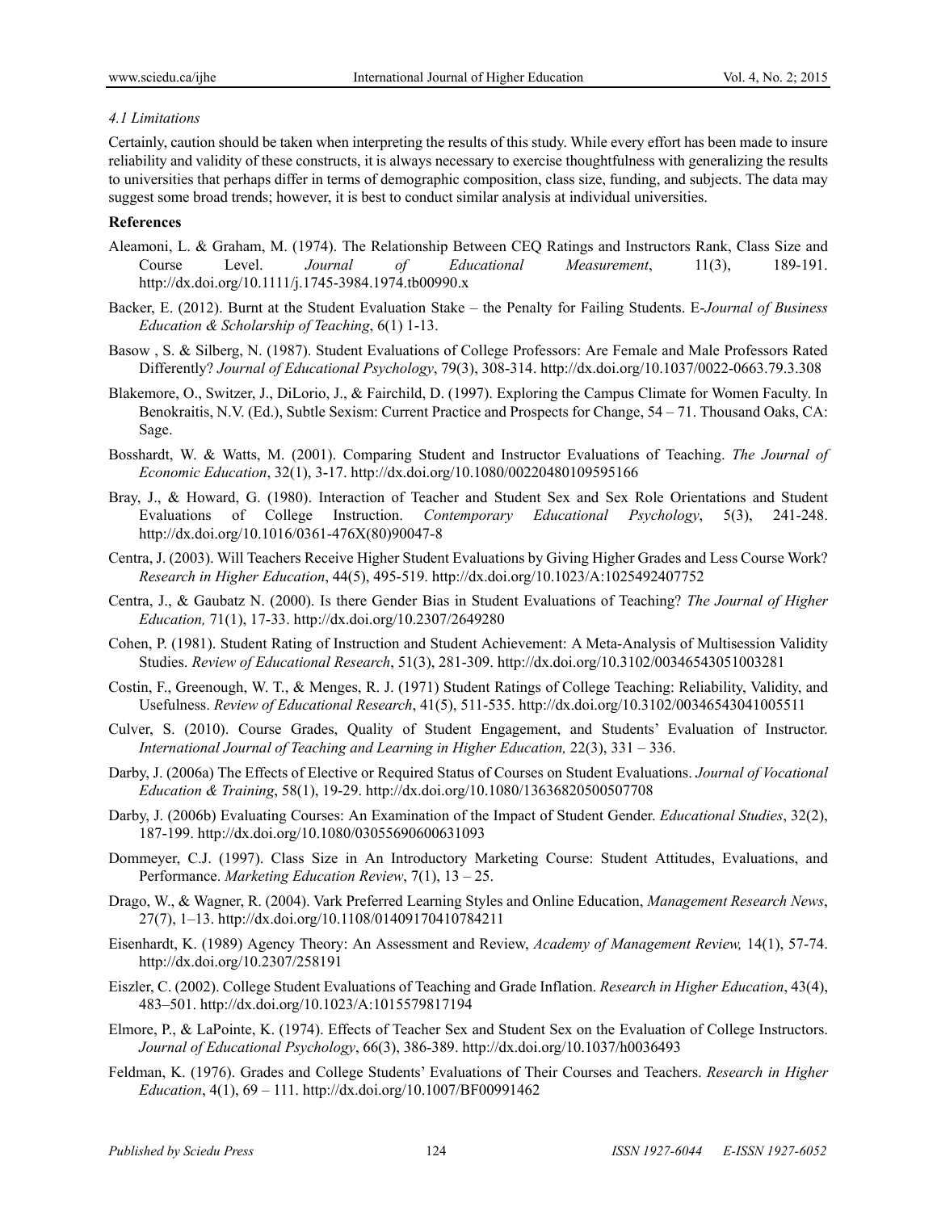### 4.1 Limitations

Certainly, caution should be taken when interpreting the results of this study. While every effort has been made to insure reliability and validity of these constructs, it is always necessary to exercise thoughtfulness with generalizing the results to universities that perhaps differ in terms of demographic composition, class size, funding, and subjects. The data may suggest some broad trends; however, it is best to conduct similar analysis at individual universities.

## References

Aleamoni, L. & Graham, M. (1974). The Relationship Between CEQ Ratings and Instructors Rank, Class Size and Course Level. *Journal of Educational Measurement*, 11(3), 189-191. http://dx.doi.org/10.1111/j.1745-3984.1974.tb00990.x

Backer, E. (2012). Burnt at the Student Evaluation Stake – the Penalty for Failing Students. E-*Journal of Business Education & Scholarship of Teaching*, 6(1) 1-13.

Basow , S. & Silberg, N. (1987). Student Evaluations of College Professors: Are Female and Male Professors Rated Differently? *Journal of Educational Psychology*, 79(3), 308-314. http://dx.doi.org/10.1037/0022-0663.79.3.308

Blakemore, O., Switzer, J., DiLorio, J., & Fairchild, D. (1997). Exploring the Campus Climate for Women Faculty. In Benokraitis, N.V. (Ed.), Subtle Sexism: Current Practice and Prospects for Change, 54 – 71. Thousand Oaks, CA: Sage.

Bosshardt, W. & Watts, M. (2001). Comparing Student and Instructor Evaluations of Teaching. *The Journal of Economic Education*, 32(1), 3-17. http://dx.doi.org/10.1080/00220480109595166

Bray, J., & Howard, G. (1980). Interaction of Teacher and Student Sex and Sex Role Orientations and Student Evaluations of College Instruction. *Contemporary Educational Psychology*, 5(3), 241-248. http://dx.doi.org/10.1016/0361-476X(80)90047-8

Centra, J. (2003). Will Teachers Receive Higher Student Evaluations by Giving Higher Grades and Less Course Work? *Research in Higher Education*, 44(5), 495-519. http://dx.doi.org/10.1023/A:1025492407752

Centra, J., & Gaubatz N. (2000). Is there Gender Bias in Student Evaluations of Teaching? *The Journal of Higher Education,* 71(1), 17-33. http://dx.doi.org/10.2307/2649280

Cohen, P. (1981). Student Rating of Instruction and Student Achievement: A Meta-Analysis of Multisession Validity Studies. *Review of Educational Research*, 51(3), 281-309. http://dx.doi.org/10.3102/00346543051003281

Costin, F., Greenough, W. T., & Menges, R. J. (1971) Student Ratings of College Teaching: Reliability, Validity, and Usefulness. *Review of Educational Research*, 41(5), 511-535. http://dx.doi.org/10.3102/00346543041005511

Culver, S. (2010). Course Grades, Quality of Student Engagement, and Students' Evaluation of Instructor. *International Journal of Teaching and Learning in Higher Education,* 22(3), 331 – 336.

Darby, J. (2006a) The Effects of Elective or Required Status of Courses on Student Evaluations. *Journal of Vocational Education & Training*, 58(1), 19-29. http://dx.doi.org/10.1080/13636820500507708

Darby, J. (2006b) Evaluating Courses: An Examination of the Impact of Student Gender. *Educational Studies*, 32(2), 187-199. http://dx.doi.org/10.1080/03055690600631093

Dommeyer, C.J. (1997). Class Size in An Introductory Marketing Course: Student Attitudes, Evaluations, and Performance. *Marketing Education Review*, 7(1), 13 – 25.

Drago, W., & Wagner, R. (2004). Vark Preferred Learning Styles and Online Education, *Management Research News*, 27(7), 1–13. http://dx.doi.org/10.1108/01409170410784211

Eisenhardt, K. (1989) Agency Theory: An Assessment and Review, *Academy of Management Review,* 14(1), 57-74. http://dx.doi.org/10.2307/258191

Eiszler, C. (2002). College Student Evaluations of Teaching and Grade Inflation. *Research in Higher Education*, 43(4), 483–501. http://dx.doi.org/10.1023/A:1015579817194

Elmore, P., & LaPointe, K. (1974). Effects of Teacher Sex and Student Sex on the Evaluation of College Instructors. *Journal of Educational Psychology*, 66(3), 386-389. http://dx.doi.org/10.1037/h0036493

Feldman, K. (1976). Grades and College Students' Evaluations of Their Courses and Teachers. *Research in Higher Education*, 4(1), 69 – 111. http://dx.doi.org/10.1007/BF00991462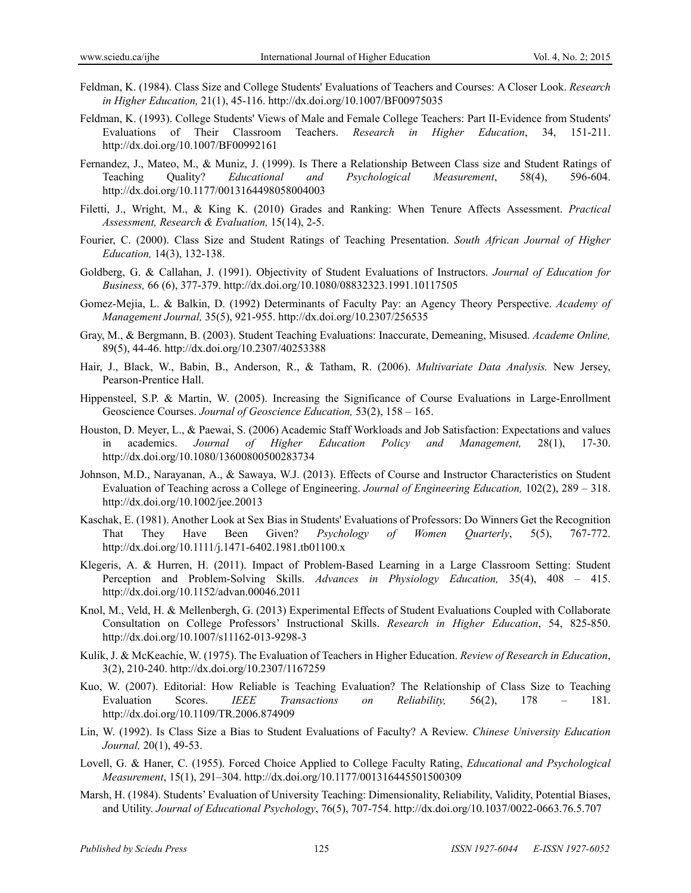Feldman, K. (1984). Class Size and College Students' Evaluations of Teachers and Courses: A Closer Look. *Research in Higher Education,* 21(1), 45-116. http://dx.doi.org/10.1007/BF00975035

Feldman, K. (1993). College Students' Views of Male and Female College Teachers: Part II-Evidence from Students' Evaluations of Their Classroom Teachers. *Research in Higher Education*, 34, 151-211. http://dx.doi.org/10.1007/BF00992161

Fernandez, J., Mateo, M., & Muniz, J. (1999). Is There a Relationship Between Class size and Student Ratings of Teaching Quality? *Educational and Psychological Measurement*, 58(4), 596-604. http://dx.doi.org/10.1177/0013164498058004003

Filetti, J., Wright, M., & King K. (2010) Grades and Ranking: When Tenure Affects Assessment. *Practical Assessment, Research & Evaluation,* 15(14), 2-5.

Fourier, C. (2000). Class Size and Student Ratings of Teaching Presentation. *South African Journal of Higher Education,* 14(3), 132-138.

Goldberg, G. & Callahan, J. (1991). Objectivity of Student Evaluations of Instructors. *Journal of Education for Business,* 66 (6), 377-379. http://dx.doi.org/10.1080/08832323.1991.10117505

Gomez-Mejia, L. & Balkin, D. (1992) Determinants of Faculty Pay: an Agency Theory Perspective. *Academy of Management Journal,* 35(5), 921-955. http://dx.doi.org/10.2307/256535

Gray, M., & Bergmann, B. (2003). Student Teaching Evaluations: Inaccurate, Demeaning, Misused. *Academe Online,* 89(5), 44-46. http://dx.doi.org/10.2307/40253388

Hair, J., Black, W., Babin, B., Anderson, R., & Tatham, R. (2006). *Multivariate Data Analysis.* New Jersey, Pearson-Prentice Hall.

Hippensteel, S.P. & Martin, W. (2005). Increasing the Significance of Course Evaluations in Large-Enrollment Geoscience Courses. *Journal of Geoscience Education,* 53(2), 158 – 165.

Houston, D. Meyer, L., & Paewai, S. (2006) Academic Staff Workloads and Job Satisfaction: Expectations and values in academics. *Journal of Higher Education Policy and Management,* 28(1), 17-30. http://dx.doi.org/10.1080/13600800500283734

Johnson, M.D., Narayanan, A., & Sawaya, W.J. (2013). Effects of Course and Instructor Characteristics on Student Evaluation of Teaching across a College of Engineering. *Journal of Engineering Education,* 102(2), 289 – 318. http://dx.doi.org/10.1002/jee.20013

Kaschak, E. (1981). Another Look at Sex Bias in Students' Evaluations of Professors: Do Winners Get the Recognition That They Have Been Given? *Psychology of Women Quarterly*, 5(5), 767-772. http://dx.doi.org/10.1111/j.1471-6402.1981.tb01100.x

Klegeris, A. & Hurren, H. (2011). Impact of Problem-Based Learning in a Large Classroom Setting: Student Perception and Problem-Solving Skills. *Advances in Physiology Education,* 35(4), 408 – 415. http://dx.doi.org/10.1152/advan.00046.2011

Knol, M., Veld, H. & Mellenbergh, G. (2013) Experimental Effects of Student Evaluations Coupled with Collaborate Consultation on College Professors' Instructional Skills. *Research in Higher Education*, 54, 825-850. http://dx.doi.org/10.1007/s11162-013-9298-3

Kulik, J. & McKeachie, W. (1975). The Evaluation of Teachers in Higher Education. *Review of Research in Education*, 3(2), 210-240. http://dx.doi.org/10.2307/1167259

Kuo, W. (2007). Editorial: How Reliable is Teaching Evaluation? The Relationship of Class Size to Teaching Evaluation Scores. *IEEE Transactions on Reliability,* 56(2), 178 – 181. http://dx.doi.org/10.1109/TR.2006.874909

Lin, W. (1992). Is Class Size a Bias to Student Evaluations of Faculty? A Review. *Chinese University Education Journal,* 20(1), 49-53.

Lovell, G. & Haner, C. (1955). Forced Choice Applied to College Faculty Rating, *Educational and Psychological Measurement*, 15(1), 291–304. http://dx.doi.org/10.1177/001316445501500309

Marsh, H. (1984). Students' Evaluation of University Teaching: Dimensionality, Reliability, Validity, Potential Biases, and Utility. *Journal of Educational Psychology*, 76(5), 707-754. http://dx.doi.org/10.1037/0022-0663.76.5.707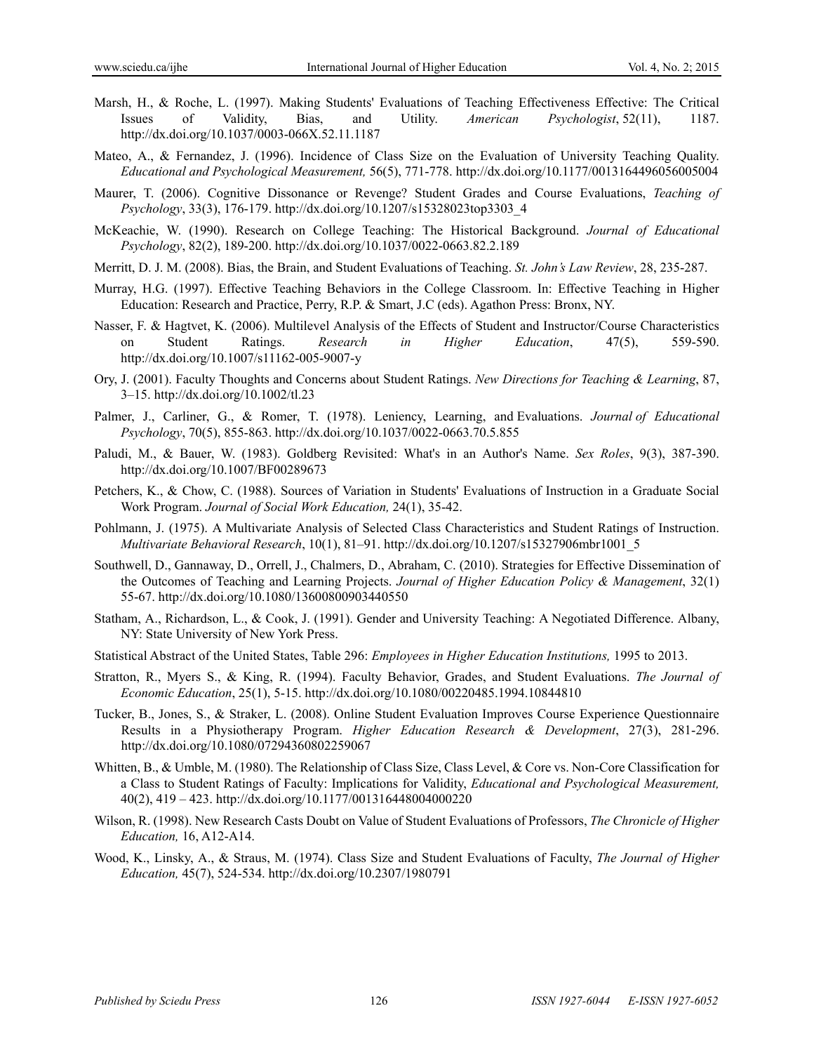Marsh, H., & Roche, L. (1997). Making Students' Evaluations of Teaching Effectiveness Effective: The Critical Issues of Validity, Bias, and Utility. *American Psychologist*, 52(11), 1187. http://dx.doi.org/10.1037/0003-066X.52.11.1187

Mateo, A., & Fernandez, J. (1996). Incidence of Class Size on the Evaluation of University Teaching Quality. *Educational and Psychological Measurement,* 56(5), 771-778. http://dx.doi.org/10.1177/0013164496056005004

Maurer, T. (2006). Cognitive Dissonance or Revenge? Student Grades and Course Evaluations, *Teaching of Psychology*, 33(3), 176-179. http://dx.doi.org/10.1207/s15328023top3303_4

McKeachie, W. (1990). Research on College Teaching: The Historical Background. *Journal of Educational Psychology*, 82(2), 189-200. http://dx.doi.org/10.1037/0022-0663.82.2.189

Merritt, D. J. M. (2008). Bias, the Brain, and Student Evaluations of Teaching. *St. John's Law Review*, 28, 235-287.

Murray, H.G. (1997). Effective Teaching Behaviors in the College Classroom. In: Effective Teaching in Higher Education: Research and Practice, Perry, R.P. & Smart, J.C (eds). Agathon Press: Bronx, NY.

Nasser, F. & Hagtvet, K. (2006). Multilevel Analysis of the Effects of Student and Instructor/Course Characteristics on Student Ratings. *Research in Higher Education*, 47(5), 559-590. http://dx.doi.org/10.1007/s11162-005-9007-y

Ory, J. (2001). Faculty Thoughts and Concerns about Student Ratings. *New Directions for Teaching & Learning*, 87, 3–15. http://dx.doi.org/10.1002/tl.23

Palmer, J., Carliner, G., & Romer, T. (1978). Leniency, Learning, and Evaluations. *Journal of Educational Psychology*, 70(5), 855-863. http://dx.doi.org/10.1037/0022-0663.70.5.855

Paludi, M., & Bauer, W. (1983). Goldberg Revisited: What's in an Author's Name. *Sex Roles*, 9(3), 387-390. http://dx.doi.org/10.1007/BF00289673

Petchers, K., & Chow, C. (1988). Sources of Variation in Students' Evaluations of Instruction in a Graduate Social Work Program. *Journal of Social Work Education,* 24(1), 35-42.

Pohlmann, J. (1975). A Multivariate Analysis of Selected Class Characteristics and Student Ratings of Instruction. *Multivariate Behavioral Research*, 10(1), 81–91. http://dx.doi.org/10.1207/s15327906mbr1001_5

Southwell, D., Gannaway, D., Orrell, J., Chalmers, D., Abraham, C. (2010). Strategies for Effective Dissemination of the Outcomes of Teaching and Learning Projects. *Journal of Higher Education Policy & Management*, 32(1) 55-67. http://dx.doi.org/10.1080/13600800903440550

Statham, A., Richardson, L., & Cook, J. (1991). Gender and University Teaching: A Negotiated Difference. Albany, NY: State University of New York Press.

Statistical Abstract of the United States, Table 296: *Employees in Higher Education Institutions,* 1995 to 2013.

Stratton, R., Myers S., & King, R. (1994). Faculty Behavior, Grades, and Student Evaluations. *The Journal of Economic Education*, 25(1), 5-15. http://dx.doi.org/10.1080/00220485.1994.10844810

Tucker, B., Jones, S., & Straker, L. (2008). Online Student Evaluation Improves Course Experience Questionnaire Results in a Physiotherapy Program. *Higher Education Research & Development*, 27(3), 281-296. http://dx.doi.org/10.1080/07294360802259067

Whitten, B., & Umble, M. (1980). The Relationship of Class Size, Class Level, & Core vs. Non-Core Classification for a Class to Student Ratings of Faculty: Implications for Validity, *Educational and Psychological Measurement,* 40(2), 419 – 423. http://dx.doi.org/10.1177/001316448004000220

Wilson, R. (1998). New Research Casts Doubt on Value of Student Evaluations of Professors, *The Chronicle of Higher Education,* 16, A12-A14.

Wood, K., Linsky, A., & Straus, M. (1974). Class Size and Student Evaluations of Faculty, *The Journal of Higher Education,* 45(7), 524-534. http://dx.doi.org/10.2307/1980791